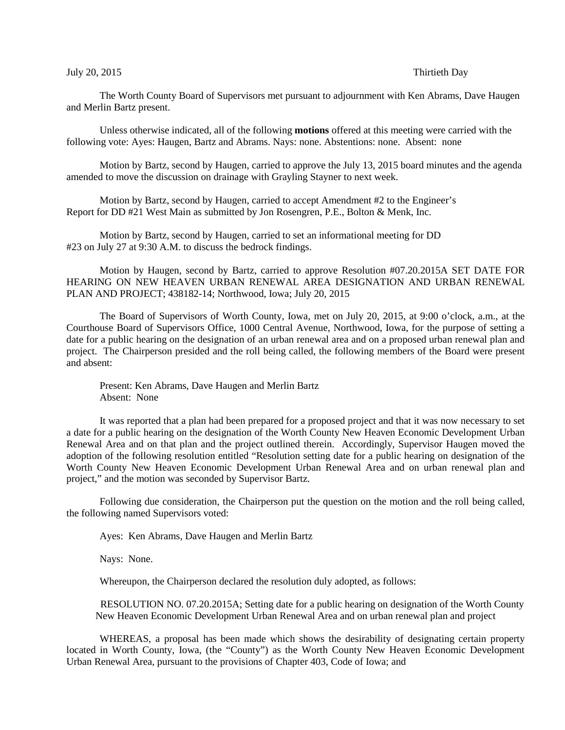July 20, 2015 Thirtieth Day

The Worth County Board of Supervisors met pursuant to adjournment with Ken Abrams, Dave Haugen and Merlin Bartz present.

Unless otherwise indicated, all of the following **motions** offered at this meeting were carried with the following vote: Ayes: Haugen, Bartz and Abrams. Nays: none. Abstentions: none. Absent: none

Motion by Bartz, second by Haugen, carried to approve the July 13, 2015 board minutes and the agenda amended to move the discussion on drainage with Grayling Stayner to next week.

Motion by Bartz, second by Haugen, carried to accept Amendment #2 to the Engineer's Report for DD #21 West Main as submitted by Jon Rosengren, P.E., Bolton & Menk, Inc.

Motion by Bartz, second by Haugen, carried to set an informational meeting for DD #23 on July 27 at 9:30 A.M. to discuss the bedrock findings.

Motion by Haugen, second by Bartz, carried to approve Resolution #07.20.2015A SET DATE FOR HEARING ON NEW HEAVEN URBAN RENEWAL AREA DESIGNATION AND URBAN RENEWAL PLAN AND PROJECT; 438182-14; Northwood, Iowa; July 20, 2015

The Board of Supervisors of Worth County, Iowa, met on July 20, 2015, at 9:00 o'clock, a.m., at the Courthouse Board of Supervisors Office, 1000 Central Avenue, Northwood, Iowa, for the purpose of setting a date for a public hearing on the designation of an urban renewal area and on a proposed urban renewal plan and project. The Chairperson presided and the roll being called, the following members of the Board were present and absent:

Present: Ken Abrams, Dave Haugen and Merlin Bartz
Absent: None

It was reported that a plan had been prepared for a proposed project and that it was now necessary to set a date for a public hearing on the designation of the Worth County New Heaven Economic Development Urban Renewal Area and on that plan and the project outlined therein. Accordingly, Supervisor Haugen moved the adoption of the following resolution entitled "Resolution setting date for a public hearing on designation of the Worth County New Heaven Economic Development Urban Renewal Area and on urban renewal plan and project," and the motion was seconded by Supervisor Bartz.

Following due consideration, the Chairperson put the question on the motion and the roll being called, the following named Supervisors voted:

Ayes: Ken Abrams, Dave Haugen and Merlin Bartz

Nays: None.

Whereupon, the Chairperson declared the resolution duly adopted, as follows:

RESOLUTION NO. 07.20.2015A; Setting date for a public hearing on designation of the Worth County New Heaven Economic Development Urban Renewal Area and on urban renewal plan and project

WHEREAS, a proposal has been made which shows the desirability of designating certain property located in Worth County, Iowa, (the "County") as the Worth County New Heaven Economic Development Urban Renewal Area, pursuant to the provisions of Chapter 403, Code of Iowa; and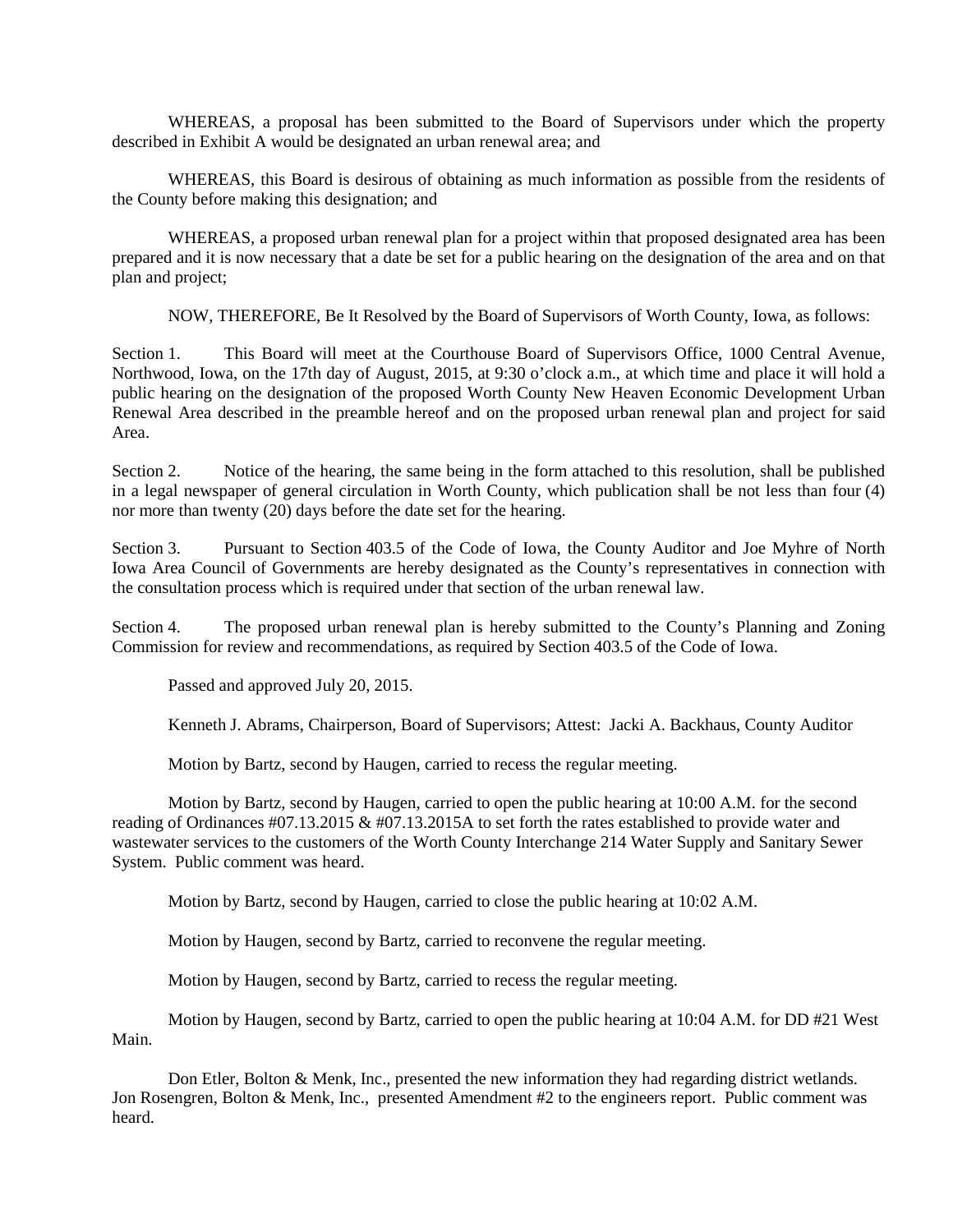WHEREAS, a proposal has been submitted to the Board of Supervisors under which the property described in Exhibit A would be designated an urban renewal area; and

WHEREAS, this Board is desirous of obtaining as much information as possible from the residents of the County before making this designation; and

WHEREAS, a proposed urban renewal plan for a project within that proposed designated area has been prepared and it is now necessary that a date be set for a public hearing on the designation of the area and on that plan and project;

NOW, THEREFORE, Be It Resolved by the Board of Supervisors of Worth County, Iowa, as follows:

Section 1. This Board will meet at the Courthouse Board of Supervisors Office, 1000 Central Avenue, Northwood, Iowa, on the 17th day of August, 2015, at 9:30 o'clock a.m., at which time and place it will hold a public hearing on the designation of the proposed Worth County New Heaven Economic Development Urban Renewal Area described in the preamble hereof and on the proposed urban renewal plan and project for said Area.

Section 2. Notice of the hearing, the same being in the form attached to this resolution, shall be published in a legal newspaper of general circulation in Worth County, which publication shall be not less than four (4) nor more than twenty (20) days before the date set for the hearing.

Section 3. Pursuant to Section 403.5 of the Code of Iowa, the County Auditor and Joe Myhre of North Iowa Area Council of Governments are hereby designated as the County's representatives in connection with the consultation process which is required under that section of the urban renewal law.

Section 4. The proposed urban renewal plan is hereby submitted to the County's Planning and Zoning Commission for review and recommendations, as required by Section 403.5 of the Code of Iowa.

Passed and approved July 20, 2015.

Kenneth J. Abrams, Chairperson, Board of Supervisors; Attest: Jacki A. Backhaus, County Auditor

Motion by Bartz, second by Haugen, carried to recess the regular meeting.

Motion by Bartz, second by Haugen, carried to open the public hearing at 10:00 A.M. for the second reading of Ordinances #07.13.2015 & #07.13.2015A to set forth the rates established to provide water and wastewater services to the customers of the Worth County Interchange 214 Water Supply and Sanitary Sewer System. Public comment was heard.

Motion by Bartz, second by Haugen, carried to close the public hearing at 10:02 A.M.

Motion by Haugen, second by Bartz, carried to reconvene the regular meeting.

Motion by Haugen, second by Bartz, carried to recess the regular meeting.

Motion by Haugen, second by Bartz, carried to open the public hearing at 10:04 A.M. for DD #21 West Main.

Don Etler, Bolton & Menk, Inc., presented the new information they had regarding district wetlands. Jon Rosengren, Bolton & Menk, Inc., presented Amendment #2 to the engineers report. Public comment was heard.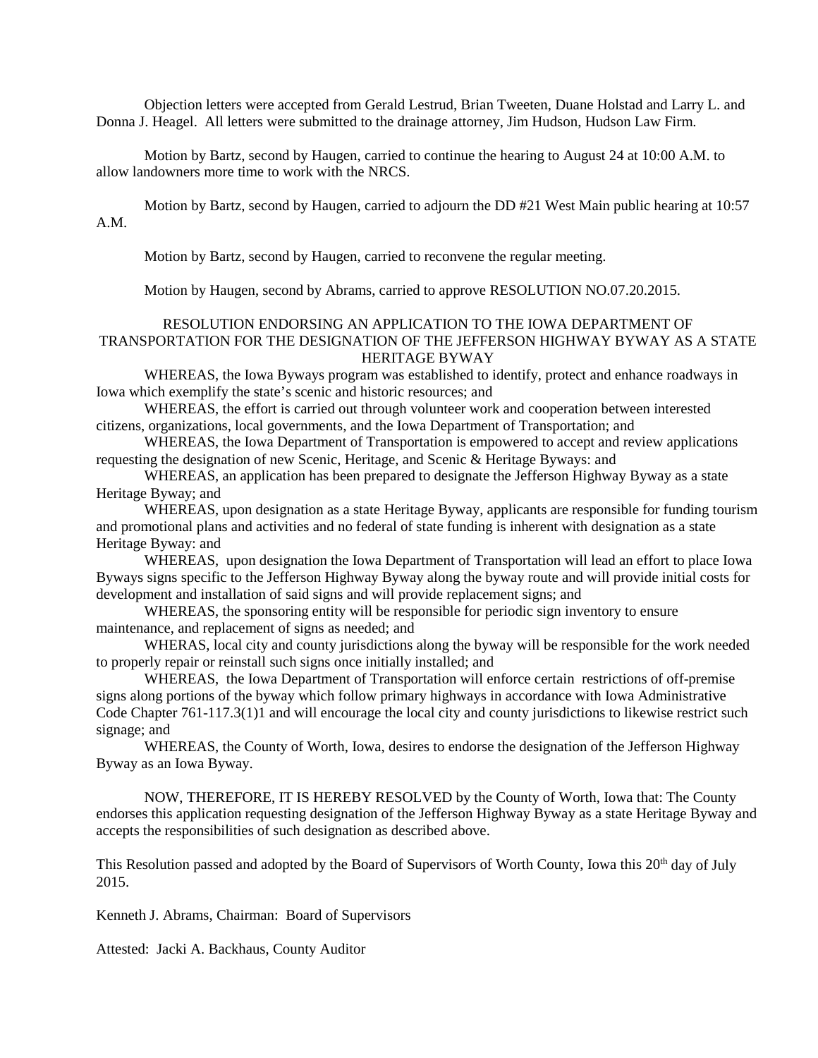Objection letters were accepted from Gerald Lestrud, Brian Tweeten, Duane Holstad and Larry L. and Donna J. Heagel. All letters were submitted to the drainage attorney, Jim Hudson, Hudson Law Firm.

Motion by Bartz, second by Haugen, carried to continue the hearing to August 24 at 10:00 A.M. to allow landowners more time to work with the NRCS.

Motion by Bartz, second by Haugen, carried to adjourn the DD #21 West Main public hearing at 10:57 A.M.

Motion by Bartz, second by Haugen, carried to reconvene the regular meeting.

Motion by Haugen, second by Abrams, carried to approve RESOLUTION NO.07.20.2015.

RESOLUTION ENDORSING AN APPLICATION TO THE IOWA DEPARTMENT OF TRANSPORTATION FOR THE DESIGNATION OF THE JEFFERSON HIGHWAY BYWAY AS A STATE HERITAGE BYWAY

WHEREAS, the Iowa Byways program was established to identify, protect and enhance roadways in Iowa which exemplify the state's scenic and historic resources; and

WHEREAS, the effort is carried out through volunteer work and cooperation between interested citizens, organizations, local governments, and the Iowa Department of Transportation; and

WHEREAS, the Iowa Department of Transportation is empowered to accept and review applications requesting the designation of new Scenic, Heritage, and Scenic & Heritage Byways: and

WHEREAS, an application has been prepared to designate the Jefferson Highway Byway as a state Heritage Byway; and

WHEREAS, upon designation as a state Heritage Byway, applicants are responsible for funding tourism and promotional plans and activities and no federal of state funding is inherent with designation as a state Heritage Byway: and

WHEREAS, upon designation the Iowa Department of Transportation will lead an effort to place Iowa Byways signs specific to the Jefferson Highway Byway along the byway route and will provide initial costs for development and installation of said signs and will provide replacement signs; and

WHEREAS, the sponsoring entity will be responsible for periodic sign inventory to ensure maintenance, and replacement of signs as needed; and

WHERAS, local city and county jurisdictions along the byway will be responsible for the work needed to properly repair or reinstall such signs once initially installed; and

WHEREAS, the Iowa Department of Transportation will enforce certain restrictions of off-premise signs along portions of the byway which follow primary highways in accordance with Iowa Administrative Code Chapter 761-117.3(1)1 and will encourage the local city and county jurisdictions to likewise restrict such signage; and

WHEREAS, the County of Worth, Iowa, desires to endorse the designation of the Jefferson Highway Byway as an Iowa Byway.

NOW, THEREFORE, IT IS HEREBY RESOLVED by the County of Worth, Iowa that: The County endorses this application requesting designation of the Jefferson Highway Byway as a state Heritage Byway and accepts the responsibilities of such designation as described above.

This Resolution passed and adopted by the Board of Supervisors of Worth County, Iowa this 20th day of July 2015.

Kenneth J. Abrams, Chairman: Board of Supervisors

Attested: Jacki A. Backhaus, County Auditor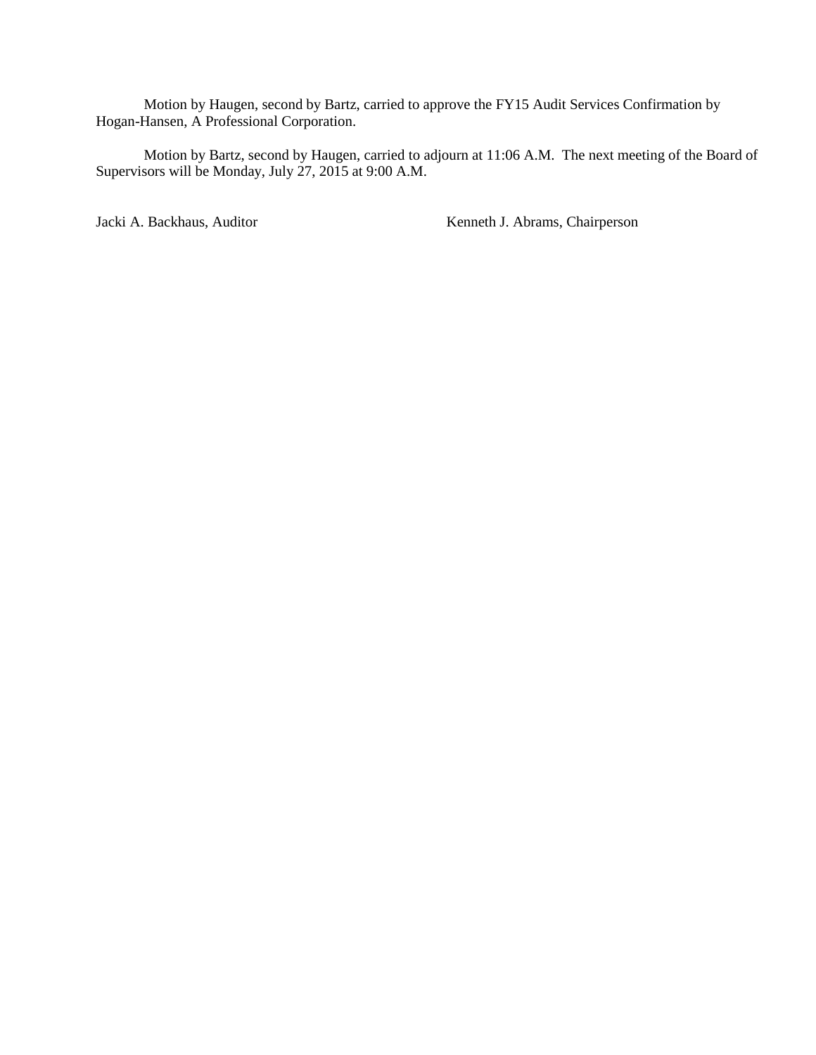Motion by Haugen, second by Bartz, carried to approve the FY15 Audit Services Confirmation by Hogan-Hansen, A Professional Corporation.

Motion by Bartz, second by Haugen, carried to adjourn at 11:06 A.M. The next meeting of the Board of Supervisors will be Monday, July 27, 2015 at 9:00 A.M.

Jacki A. Backhaus, Auditor

Kenneth J. Abrams, Chairperson